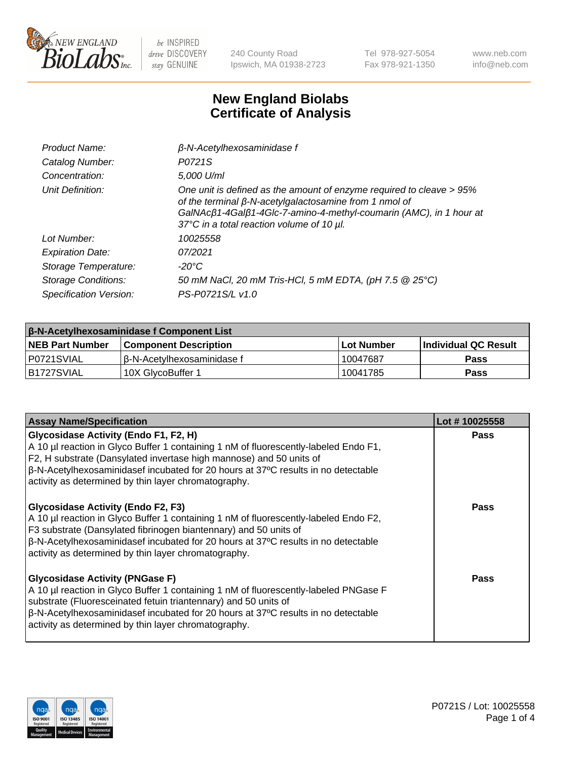# New England Biolabs Certificate of Analysis

| | |
|---|---|
| *Product Name:* | *β-N-Acetylhexosaminidase f* |
| *Catalog Number:* | *P0721S* |
| *Concentration:* | *5,000 U/ml* |
| *Unit Definition:* | *One unit is defined as the amount of enzyme required to cleave > 95% of the terminal β-N-acetylgalactosamine from 1 nmol of GalNAcβ1-4Galβ1-4Glc-7-amino-4-methyl-coumarin (AMC), in 1 hour at 37°C in a total reaction volume of 10 µl.* |
| *Lot Number:* | *10025558* |
| *Expiration Date:* | *07/2021* |
| *Storage Temperature:* | *-20°C* |
| *Storage Conditions:* | *50 mM NaCl, 20 mM Tris-HCl, 5 mM EDTA, (pH 7.5 @ 25°C)* |
| *Specification Version:* | *PS-P0721S/L v1.0* |

| **β-N-Acetylhexosaminidase f Component List** | | | |
|---|---|---|---|
| **NEB Part Number** | **Component Description** | **Lot Number** | **Individual QC Result** |
| P0721SVIAL | β-N-Acetylhexosaminidase f | 10047687 | **Pass** |
| B1727SVIAL | 10X GlycoBuffer 1 | 10041785 | **Pass** |

| **Assay Name/Specification** | **Lot # 10025558** |
|---|---|
| **Glycosidase Activity (Endo F1, F2, H)**<br>A 10 µl reaction in Glyco Buffer 1 containing 1 nM of fluorescently-labeled Endo F1, F2, H substrate (Dansylated invertase high mannose) and 50 units of β-N-Acetylhexosaminidasef incubated for 20 hours at 37ºC results in no detectable activity as determined by thin layer chromatography. | **Pass** |
| **Glycosidase Activity (Endo F2, F3)**<br>A 10 µl reaction in Glyco Buffer 1 containing 1 nM of fluorescently-labeled Endo F2, F3 substrate (Dansylated fibrinogen biantennary) and 50 units of β-N-Acetylhexosaminidasef incubated for 20 hours at 37ºC results in no detectable activity as determined by thin layer chromatography. | **Pass** |
| **Glycosidase Activity (PNGase F)**<br>A 10 µl reaction in Glyco Buffer 1 containing 1 nM of fluorescently-labeled PNGase F substrate (Fluoresceinated fetuin triantennary) and 50 units of β-N-Acetylhexosaminidasef incubated for 20 hours at 37ºC results in no detectable activity as determined by thin layer chromatography. | **Pass** |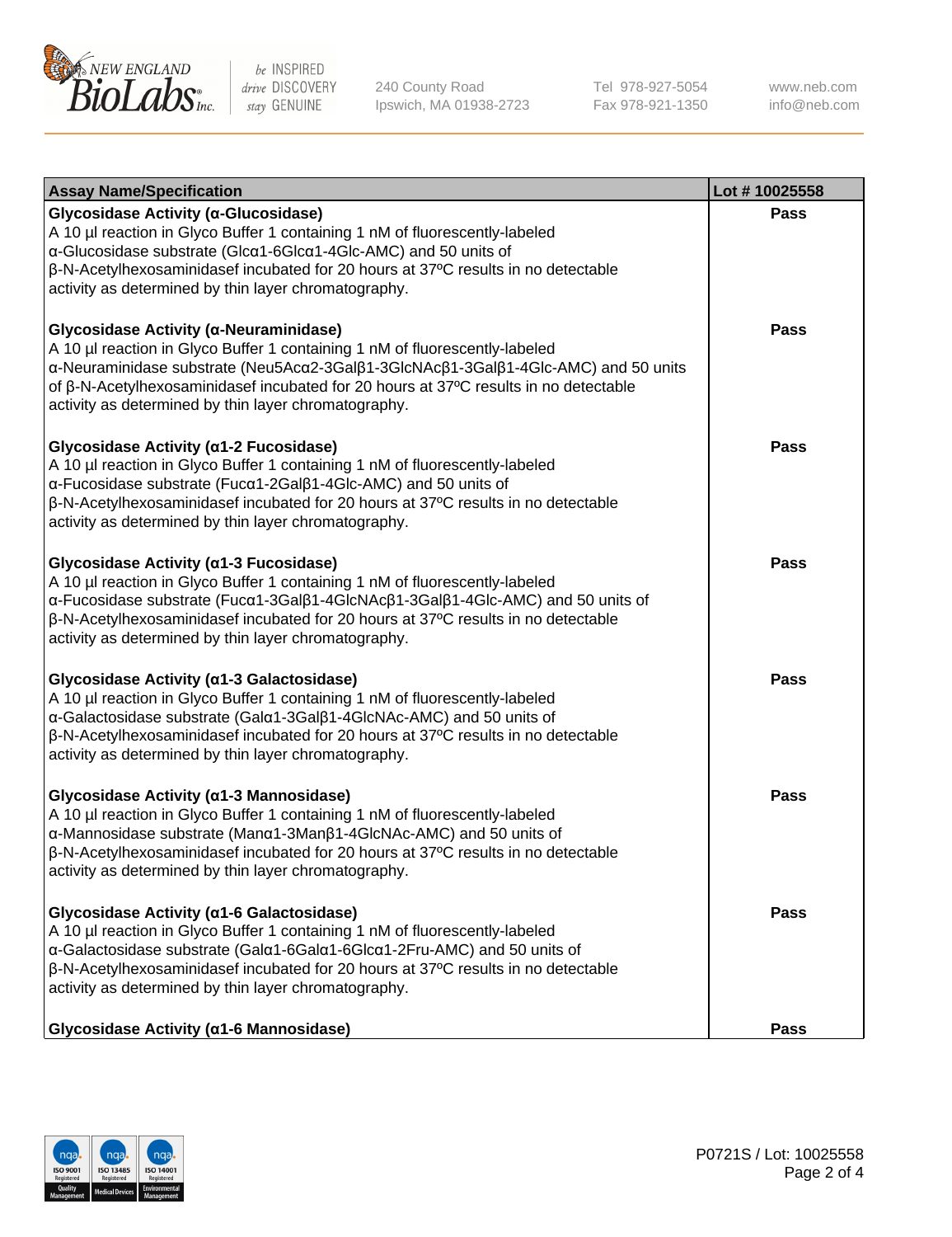| Assay Name/Specification | Lot # 10025558 |
| --- | --- |
| **Glycosidase Activity (α-Glucosidase)**<br>A 10 µl reaction in Glyco Buffer 1 containing 1 nM of fluorescently-labeled α-Glucosidase substrate (Glcα1-6Glcα1-4Glc-AMC) and 50 units of β-N-Acetylhexosaminidasef incubated for 20 hours at 37ºC results in no detectable activity as determined by thin layer chromatography. | **Pass** |
| **Glycosidase Activity (α-Neuraminidase)**<br>A 10 µl reaction in Glyco Buffer 1 containing 1 nM of fluorescently-labeled α-Neuraminidase substrate (Neu5Acα2-3Galβ1-3GlcNAcβ1-3Galβ1-4Glc-AMC) and 50 units of β-N-Acetylhexosaminidasef incubated for 20 hours at 37ºC results in no detectable activity as determined by thin layer chromatography. | **Pass** |
| **Glycosidase Activity (α1-2 Fucosidase)**<br>A 10 µl reaction in Glyco Buffer 1 containing 1 nM of fluorescently-labeled α-Fucosidase substrate (Fucα1-2Galβ1-4Glc-AMC) and 50 units of β-N-Acetylhexosaminidasef incubated for 20 hours at 37ºC results in no detectable activity as determined by thin layer chromatography. | **Pass** |
| **Glycosidase Activity (α1-3 Fucosidase)**<br>A 10 µl reaction in Glyco Buffer 1 containing 1 nM of fluorescently-labeled α-Fucosidase substrate (Fucα1-3Galβ1-4GlcNAcβ1-3Galβ1-4Glc-AMC) and 50 units of β-N-Acetylhexosaminidasef incubated for 20 hours at 37ºC results in no detectable activity as determined by thin layer chromatography. | **Pass** |
| **Glycosidase Activity (α1-3 Galactosidase)**<br>A 10 µl reaction in Glyco Buffer 1 containing 1 nM of fluorescently-labeled α-Galactosidase substrate (Galα1-3Galβ1-4GlcNAc-AMC) and 50 units of β-N-Acetylhexosaminidasef incubated for 20 hours at 37ºC results in no detectable activity as determined by thin layer chromatography. | **Pass** |
| **Glycosidase Activity (α1-3 Mannosidase)**<br>A 10 µl reaction in Glyco Buffer 1 containing 1 nM of fluorescently-labeled α-Mannosidase substrate (Manα1-3Manβ1-4GlcNAc-AMC) and 50 units of β-N-Acetylhexosaminidasef incubated for 20 hours at 37ºC results in no detectable activity as determined by thin layer chromatography. | **Pass** |
| **Glycosidase Activity (α1-6 Galactosidase)**<br>A 10 µl reaction in Glyco Buffer 1 containing 1 nM of fluorescently-labeled α-Galactosidase substrate (Galα1-6Galα1-6Glcα1-2Fru-AMC) and 50 units of β-N-Acetylhexosaminidasef incubated for 20 hours at 37ºC results in no detectable activity as determined by thin layer chromatography. | **Pass** |
| **Glycosidase Activity (α1-6 Mannosidase)** | **Pass** |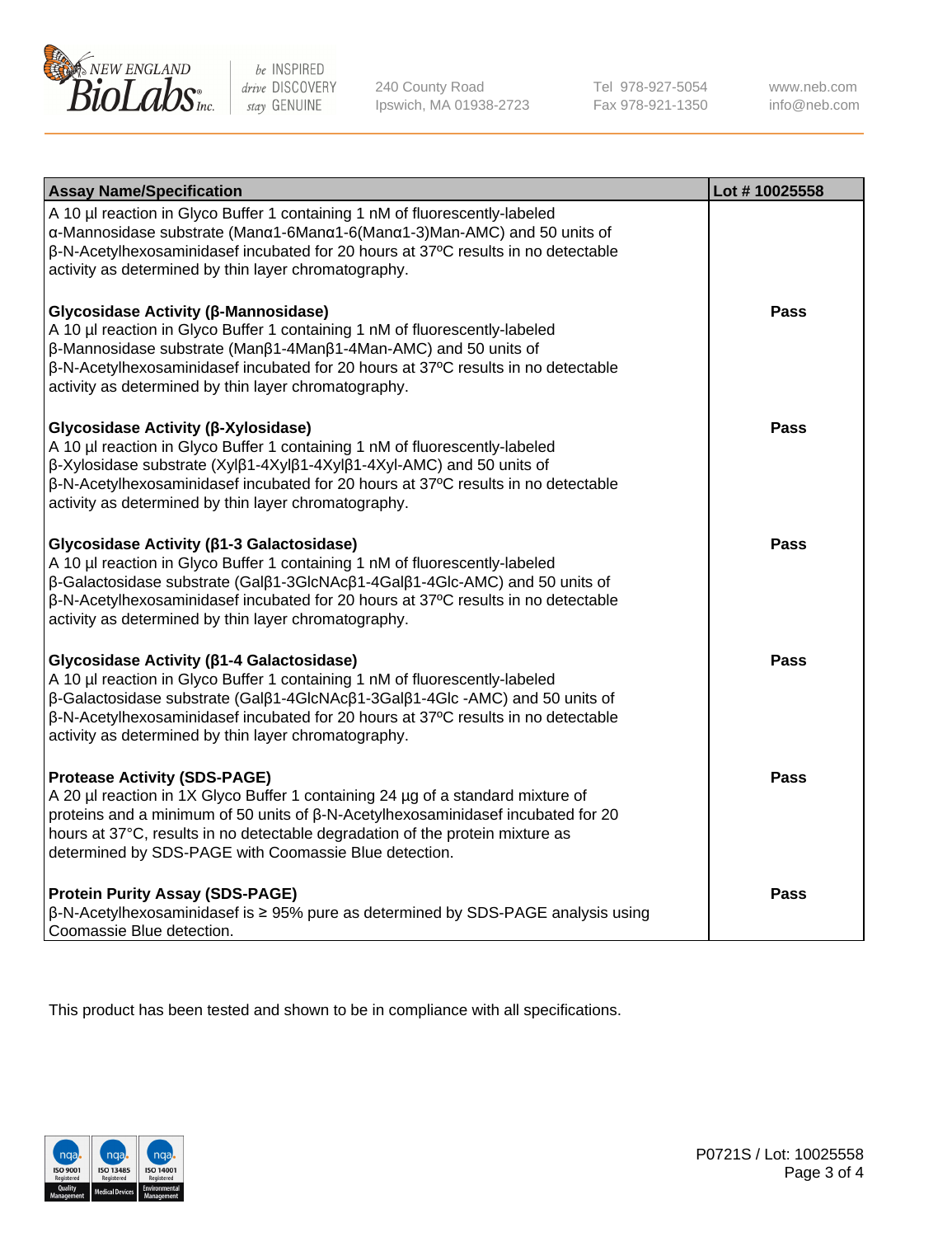| Assay Name/Specification | Lot # 10025558 |
|---|---|
| A 10 µl reaction in Glyco Buffer 1 containing 1 nM of fluorescently-labeled α-Mannosidase substrate (Manα1-6Manα1-6(Manα1-3)Man-AMC) and 50 units of β-N-Acetylhexosaminidasef incubated for 20 hours at 37ºC results in no detectable activity as determined by thin layer chromatography. | |
| **Glycosidase Activity (β-Mannosidase)**<br>A 10 µl reaction in Glyco Buffer 1 containing 1 nM of fluorescently-labeled β-Mannosidase substrate (Manβ1-4Manβ1-4Man-AMC) and 50 units of β-N-Acetylhexosaminidasef incubated for 20 hours at 37ºC results in no detectable activity as determined by thin layer chromatography. | **Pass** |
| **Glycosidase Activity (β-Xylosidase)**<br>A 10 µl reaction in Glyco Buffer 1 containing 1 nM of fluorescently-labeled β-Xylosidase substrate (Xylβ1-4Xylβ1-4Xylβ1-4Xyl-AMC) and 50 units of β-N-Acetylhexosaminidasef incubated for 20 hours at 37ºC results in no detectable activity as determined by thin layer chromatography. | **Pass** |
| **Glycosidase Activity (β1-3 Galactosidase)**<br>A 10 µl reaction in Glyco Buffer 1 containing 1 nM of fluorescently-labeled β-Galactosidase substrate (Galβ1-3GlcNAcβ1-4Galβ1-4Glc-AMC) and 50 units of β-N-Acetylhexosaminidasef incubated for 20 hours at 37ºC results in no detectable activity as determined by thin layer chromatography. | **Pass** |
| **Glycosidase Activity (β1-4 Galactosidase)**<br>A 10 µl reaction in Glyco Buffer 1 containing 1 nM of fluorescently-labeled β-Galactosidase substrate (Galβ1-4GlcNAcβ1-3Galβ1-4Glc -AMC) and 50 units of β-N-Acetylhexosaminidasef incubated for 20 hours at 37ºC results in no detectable activity as determined by thin layer chromatography. | **Pass** |
| **Protease Activity (SDS-PAGE)**<br>A 20 µl reaction in 1X Glyco Buffer 1 containing 24 µg of a standard mixture of proteins and a minimum of 50 units of β-N-Acetylhexosaminidasef incubated for 20 hours at 37°C, results in no detectable degradation of the protein mixture as determined by SDS-PAGE with Coomassie Blue detection. | **Pass** |
| **Protein Purity Assay (SDS-PAGE)**<br>β-N-Acetylhexosaminidasef is ≥ 95% pure as determined by SDS-PAGE analysis using Coomassie Blue detection. | **Pass** |

This product has been tested and shown to be in compliance with all specifications.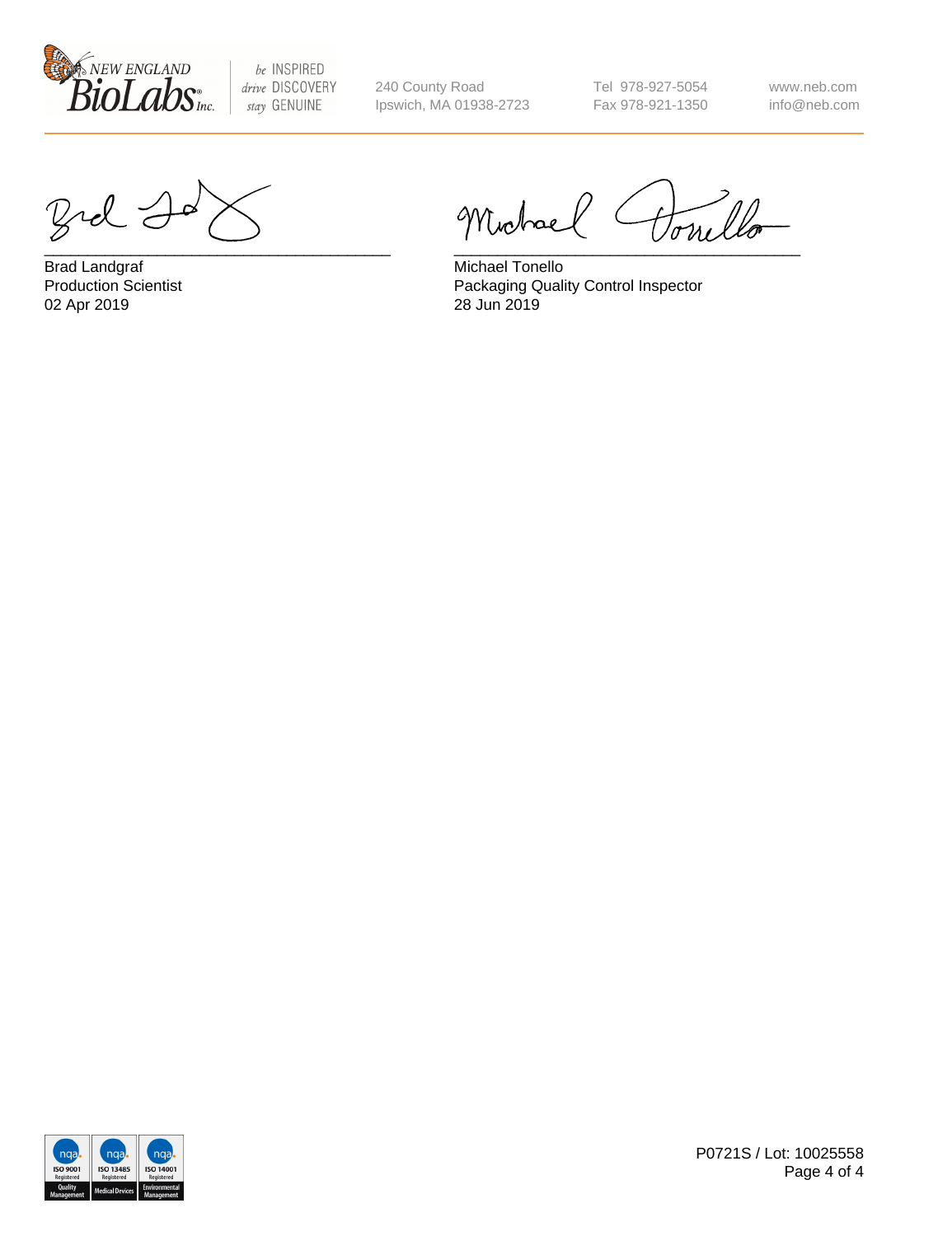Brad Landgraf
Production Scientist
02 Apr 2019

Michael Tonello
Packaging Quality Control Inspector
28 Jun 2019

P0721S / Lot: 10025558